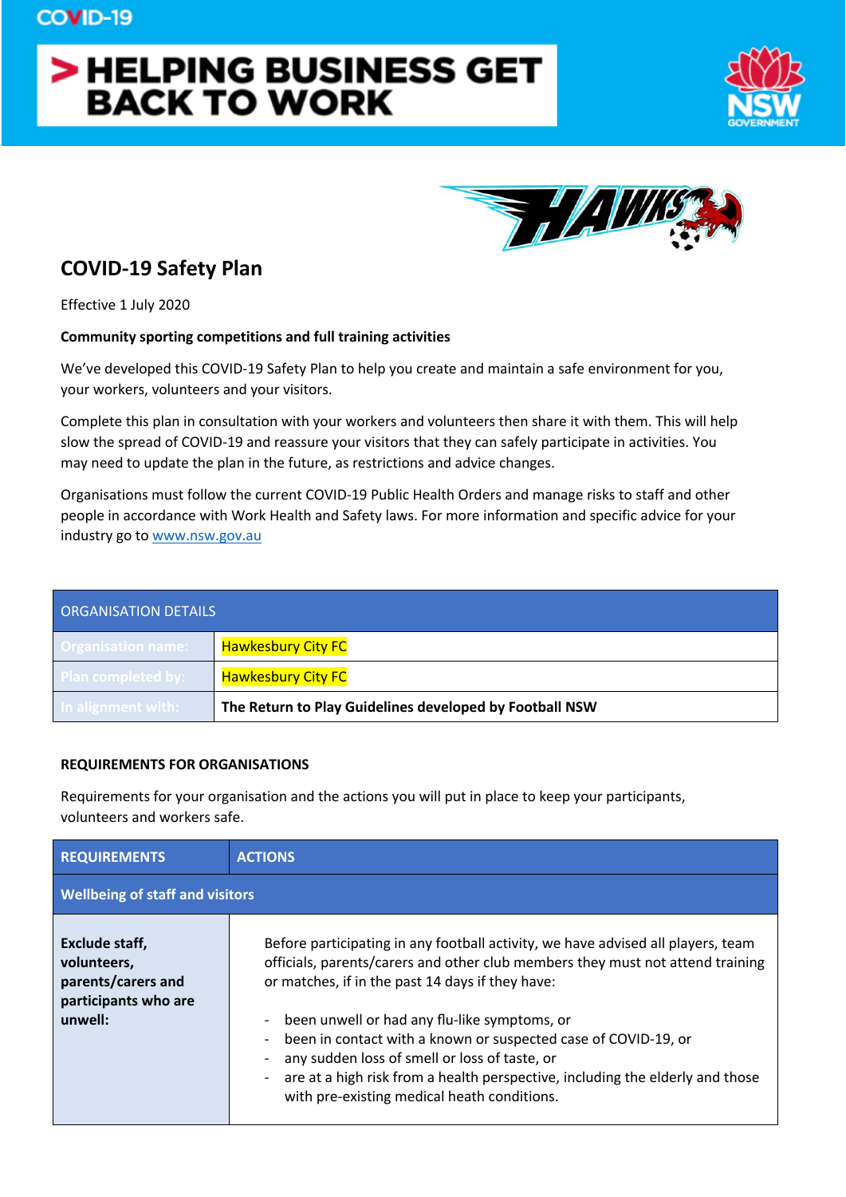COVID-19

# > HELPING BUSINESS GET BACK TO WORK

## COVID-19 Safety Plan

Effective 1 July 2020

**Community sporting competitions and full training activities**

We've developed this COVID-19 Safety Plan to help you create and maintain a safe environment for you, your workers, volunteers and your visitors.

Complete this plan in consultation with your workers and volunteers then share it with them. This will help slow the spread of COVID-19 and reassure your visitors that they can safely participate in activities. You may need to update the plan in the future, as restrictions and advice changes.

Organisations must follow the current COVID-19 Public Health Orders and manage risks to staff and other people in accordance with Work Health and Safety laws. For more information and specific advice for your industry go to www.nsw.gov.au

| ORGANISATION DETAILS | |
|---|---|
| Organisation name: | Hawkesbury City FC |
| Plan completed by: | Hawkesbury City FC |
| In alignment with: | **The Return to Play Guidelines developed by Football NSW** |

**REQUIREMENTS FOR ORGANISATIONS**

Requirements for your organisation and the actions you will put in place to keep your participants, volunteers and workers safe.

| REQUIREMENTS | ACTIONS |
|---|---|
| **Wellbeing of staff and visitors** | |
| **Exclude staff, volunteers, parents/carers and participants who are unwell:** | Before participating in any football activity, we have advised all players, team officials, parents/carers and other club members they must not attend training or matches, if in the past 14 days if they have:<br><br>- been unwell or had any flu-like symptoms, or<br>- been in contact with a known or suspected case of COVID-19, or<br>- any sudden loss of smell or loss of taste, or<br>- are at a high risk from a health perspective, including the elderly and those with pre-existing medical heath conditions. |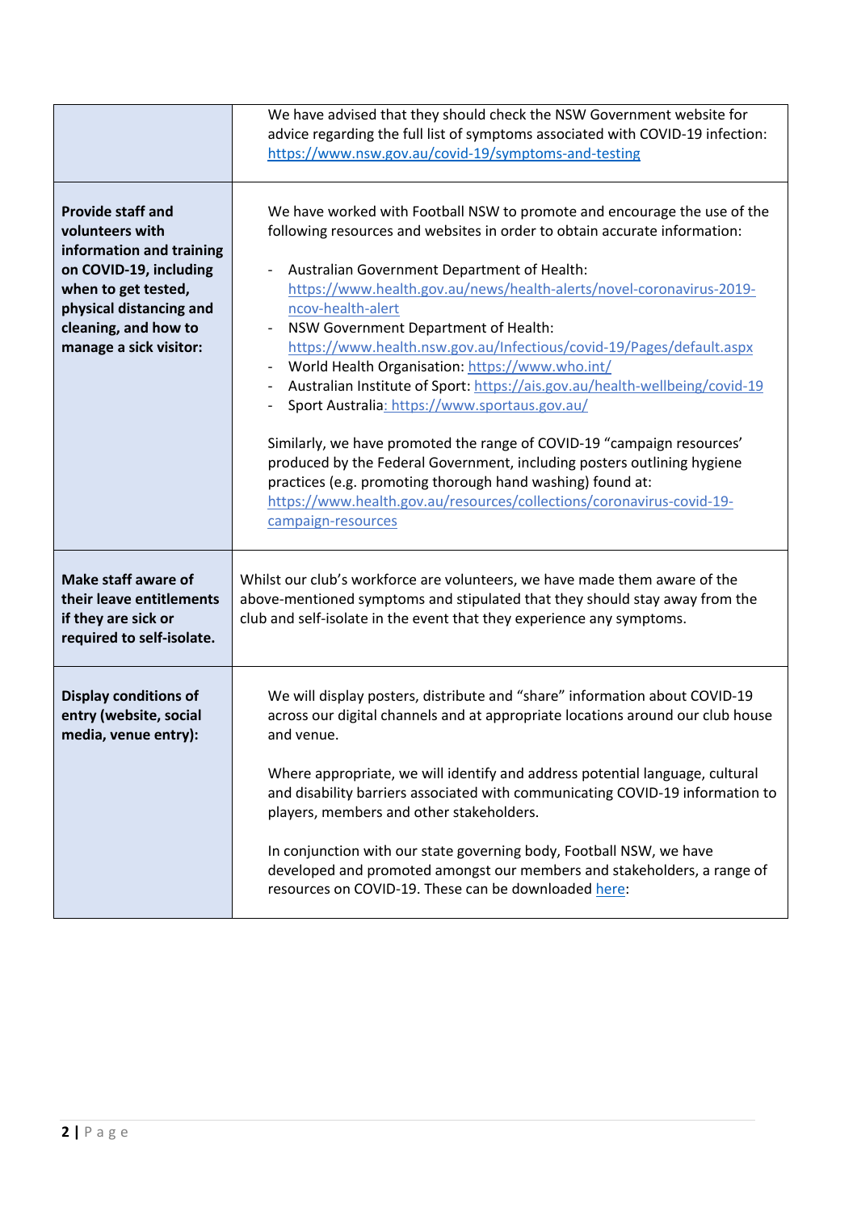| | |
|---|---|
| | We have advised that they should check the NSW Government website for advice regarding the full list of symptoms associated with COVID-19 infection: [https://www.nsw.gov.au/covid-19/symptoms-and-testing](https://www.nsw.gov.au/covid-19/symptoms-and-testing) |
| **Provide staff and volunteers with information and training on COVID-19, including when to get tested, physical distancing and cleaning, and how to manage a sick visitor:** | We have worked with Football NSW to promote and encourage the use of the following resources and websites in order to obtain accurate information:<br><br>- Australian Government Department of Health: [https://www.health.gov.au/news/health-alerts/novel-coronavirus-2019-ncov-health-alert](https://www.health.gov.au/news/health-alerts/novel-coronavirus-2019-ncov-health-alert)<br>- NSW Government Department of Health: [https://www.health.nsw.gov.au/Infectious/covid-19/Pages/default.aspx](https://www.health.nsw.gov.au/Infectious/covid-19/Pages/default.aspx)<br>- World Health Organisation: [https://www.who.int/](https://www.who.int/)<br>- Australian Institute of Sport: [https://ais.gov.au/health-wellbeing/covid-19](https://ais.gov.au/health-wellbeing/covid-19)<br>- Sport Australia: [https://www.sportaus.gov.au/](https://www.sportaus.gov.au/)<br><br>Similarly, we have promoted the range of COVID-19 "campaign resources' produced by the Federal Government, including posters outlining hygiene practices (e.g. promoting thorough hand washing) found at: [https://www.health.gov.au/resources/collections/coronavirus-covid-19-campaign-resources](https://www.health.gov.au/resources/collections/coronavirus-covid-19-campaign-resources) |
| **Make staff aware of their leave entitlements if they are sick or required to self-isolate.** | Whilst our club's workforce are volunteers, we have made them aware of the above-mentioned symptoms and stipulated that they should stay away from the club and self-isolate in the event that they experience any symptoms. |
| **Display conditions of entry (website, social media, venue entry):** | We will display posters, distribute and "share" information about COVID-19 across our digital channels and at appropriate locations around our club house and venue.<br><br>Where appropriate, we will identify and address potential language, cultural and disability barriers associated with communicating COVID-19 information to players, members and other stakeholders.<br><br>In conjunction with our state governing body, Football NSW, we have developed and promoted amongst our members and stakeholders, a range of resources on COVID-19. These can be downloaded here: |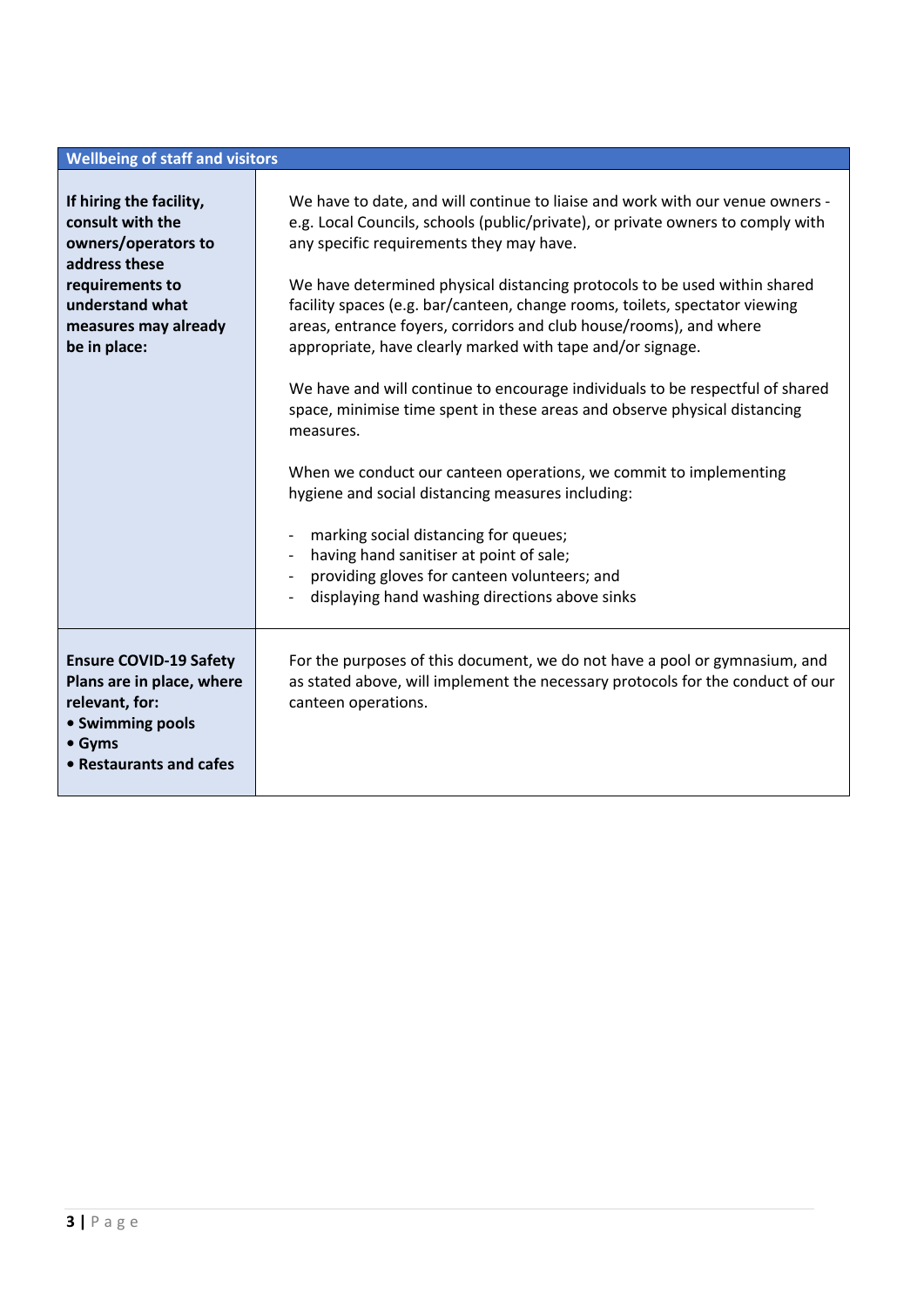| Wellbeing of staff and visitors | |
|---|---|
| **If hiring the facility, consult with the owners/operators to address these requirements to understand what measures may already be in place:** | We have to date, and will continue to liaise and work with our venue owners - e.g. Local Councils, schools (public/private), or private owners to comply with any specific requirements they may have.<br><br>We have determined physical distancing protocols to be used within shared facility spaces (e.g. bar/canteen, change rooms, toilets, spectator viewing areas, entrance foyers, corridors and club house/rooms), and where appropriate, have clearly marked with tape and/or signage.<br><br>We have and will continue to encourage individuals to be respectful of shared space, minimise time spent in these areas and observe physical distancing measures.<br><br>When we conduct our canteen operations, we commit to implementing hygiene and social distancing measures including:<br><br>- marking social distancing for queues;<br>- having hand sanitiser at point of sale;<br>- providing gloves for canteen volunteers; and<br>- displaying hand washing directions above sinks |
| **Ensure COVID-19 Safety Plans are in place, where relevant, for:**<br>**• Swimming pools**<br>**• Gyms**<br>**• Restaurants and cafes** | For the purposes of this document, we do not have a pool or gymnasium, and as stated above, will implement the necessary protocols for the conduct of our canteen operations. |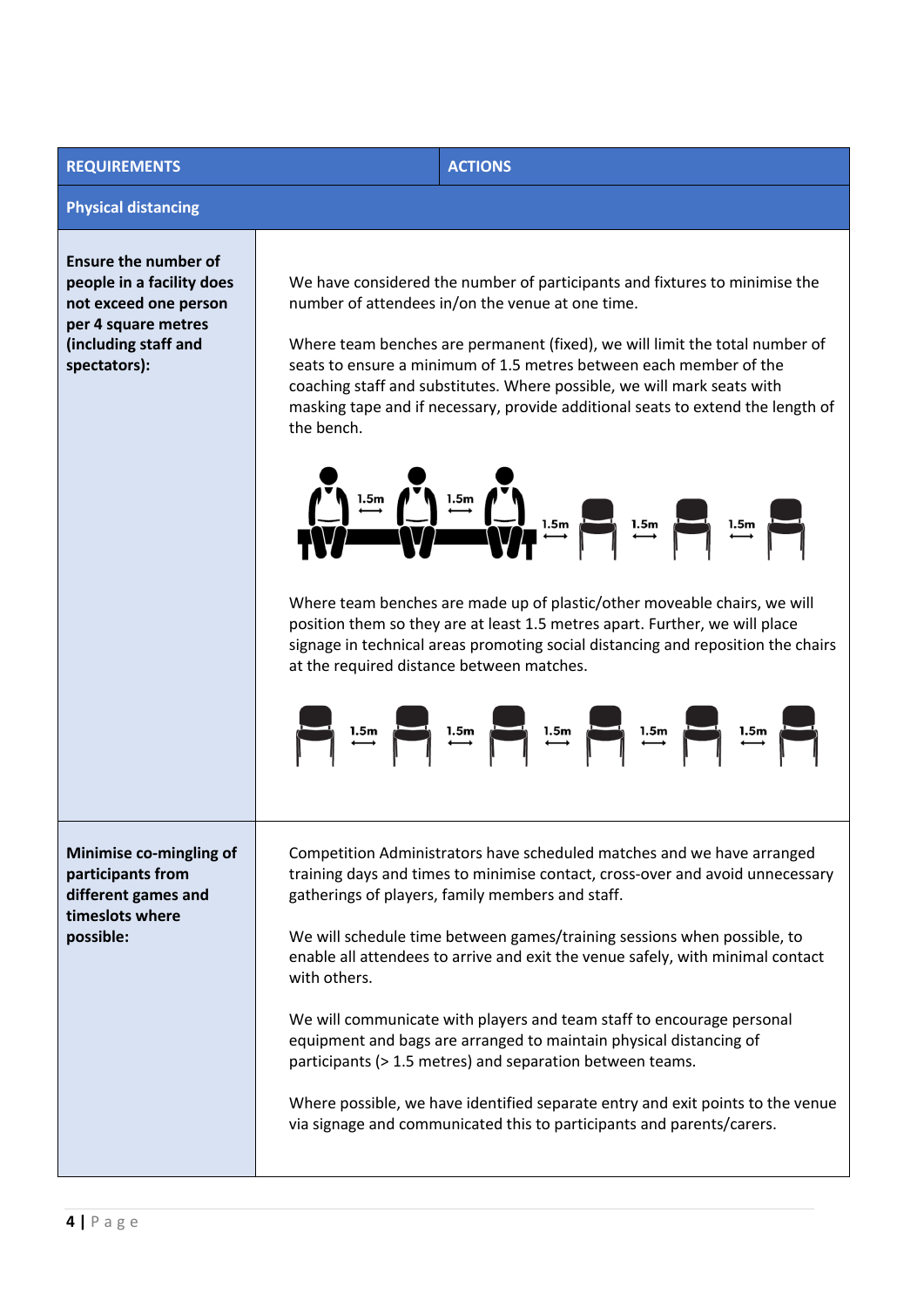| REQUIREMENTS | ACTIONS |
| --- | --- |
| **Physical distancing** | |
| **Ensure the number of people in a facility does not exceed one person per 4 square metres (including staff and spectators):** | We have considered the number of participants and fixtures to minimise the number of attendees in/on the venue at one time.<br><br>Where team benches are permanent (fixed), we will limit the total number of seats to ensure a minimum of 1.5 metres between each member of the coaching staff and substitutes. Where possible, we will mark seats with masking tape and if necessary, provide additional seats to extend the length of the bench.<br><br>Where team benches are made up of plastic/other moveable chairs, we will position them so they are at least 1.5 metres apart. Further, we will place signage in technical areas promoting social distancing and reposition the chairs at the required distance between matches. |
| **Minimise co-mingling of participants from different games and timeslots where possible:** | Competition Administrators have scheduled matches and we have arranged training days and times to minimise contact, cross-over and avoid unnecessary gatherings of players, family members and staff.<br><br>We will schedule time between games/training sessions when possible, to enable all attendees to arrive and exit the venue safely, with minimal contact with others.<br><br>We will communicate with players and team staff to encourage personal equipment and bags are arranged to maintain physical distancing of participants (> 1.5 metres) and separation between teams.<br><br>Where possible, we have identified separate entry and exit points to the venue via signage and communicated this to participants and parents/carers. |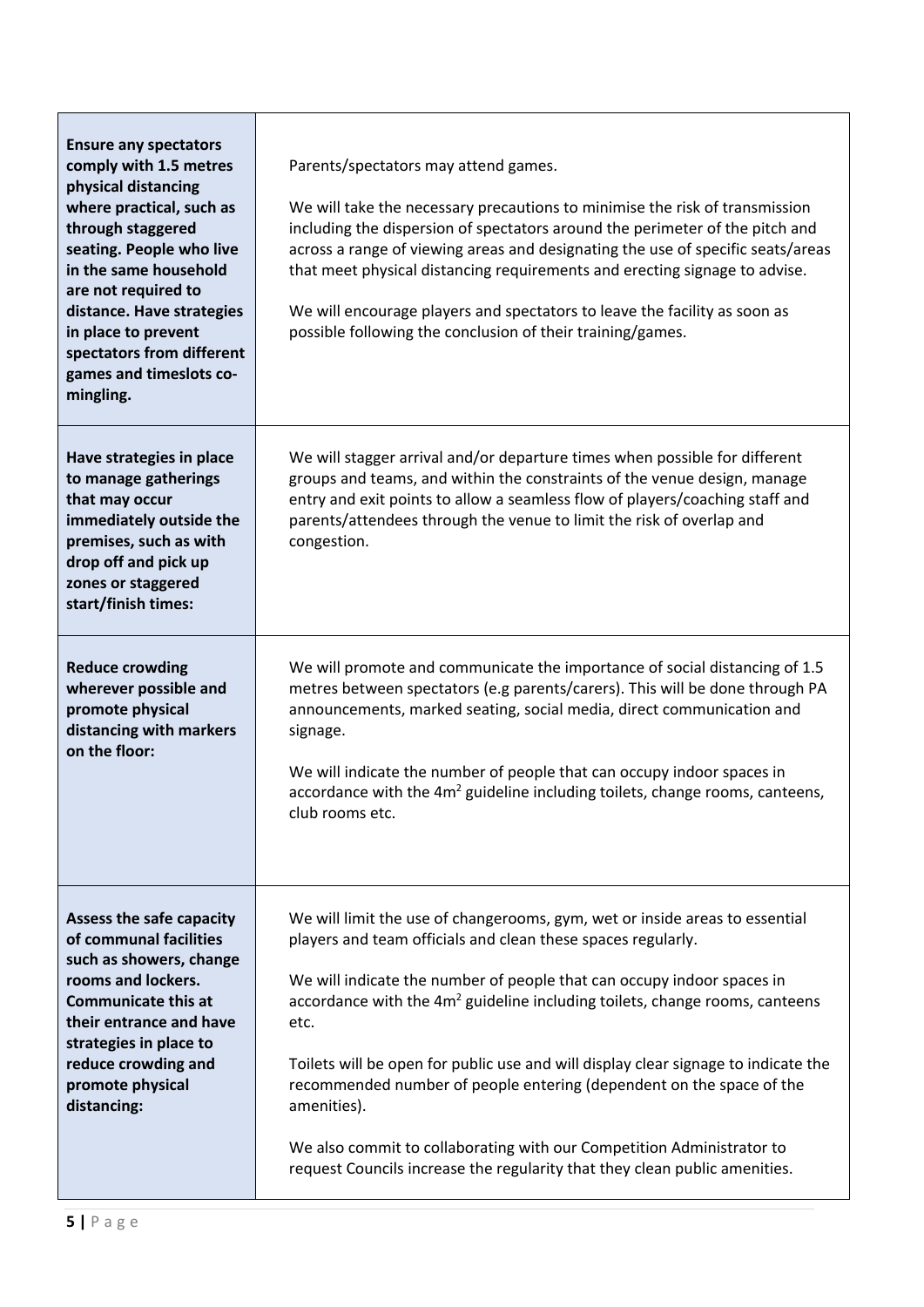| | |
|---|---|
| **Ensure any spectators comply with 1.5 metres physical distancing where practical, such as through staggered seating. People who live in the same household are not required to distance. Have strategies in place to prevent spectators from different games and timeslots co-mingling.** | Parents/spectators may attend games.<br><br>We will take the necessary precautions to minimise the risk of transmission including the dispersion of spectators around the perimeter of the pitch and across a range of viewing areas and designating the use of specific seats/areas that meet physical distancing requirements and erecting signage to advise.<br><br>We will encourage players and spectators to leave the facility as soon as possible following the conclusion of their training/games. |
| **Have strategies in place to manage gatherings that may occur immediately outside the premises, such as with drop off and pick up zones or staggered start/finish times:** | We will stagger arrival and/or departure times when possible for different groups and teams, and within the constraints of the venue design, manage entry and exit points to allow a seamless flow of players/coaching staff and parents/attendees through the venue to limit the risk of overlap and congestion. |
| **Reduce crowding wherever possible and promote physical distancing with markers on the floor:** | We will promote and communicate the importance of social distancing of 1.5 metres between spectators (e.g parents/carers). This will be done through PA announcements, marked seating, social media, direct communication and signage.<br><br>We will indicate the number of people that can occupy indoor spaces in accordance with the $4m^2$ guideline including toilets, change rooms, canteens, club rooms etc. |
| **Assess the safe capacity of communal facilities such as showers, change rooms and lockers. Communicate this at their entrance and have strategies in place to reduce crowding and promote physical distancing:** | We will limit the use of changerooms, gym, wet or inside areas to essential players and team officials and clean these spaces regularly.<br><br>We will indicate the number of people that can occupy indoor spaces in accordance with the $4m^2$ guideline including toilets, change rooms, canteens etc.<br><br>Toilets will be open for public use and will display clear signage to indicate the recommended number of people entering (dependent on the space of the amenities).<br><br>We also commit to collaborating with our Competition Administrator to request Councils increase the regularity that they clean public amenities. |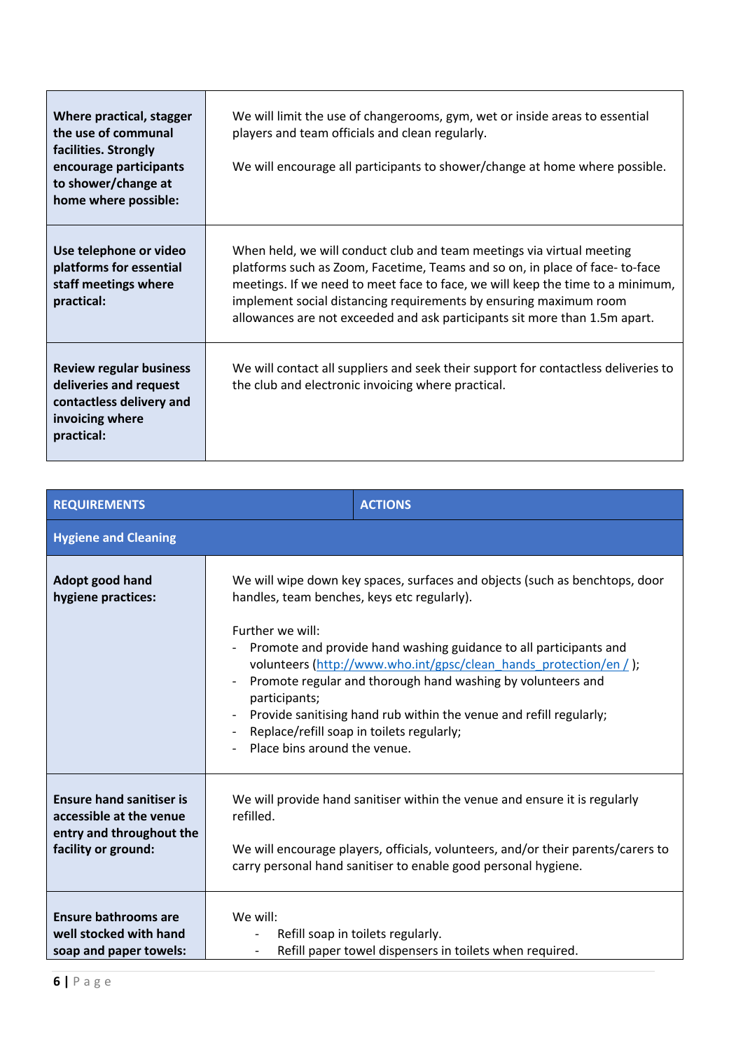| | |
|---|---|
| **Where practical, stagger the use of communal facilities. Strongly encourage participants to shower/change at home where possible:** | We will limit the use of changerooms, gym, wet or inside areas to essential players and team officials and clean regularly.<br><br>We will encourage all participants to shower/change at home where possible. |
| **Use telephone or video platforms for essential staff meetings where practical:** | When held, we will conduct club and team meetings via virtual meeting platforms such as Zoom, Facetime, Teams and so on, in place of face- to-face meetings. If we need to meet face to face, we will keep the time to a minimum, implement social distancing requirements by ensuring maximum room allowances are not exceeded and ask participants sit more than 1.5m apart. |
| **Review regular business deliveries and request contactless delivery and invoicing where practical:** | We will contact all suppliers and seek their support for contactless deliveries to the club and electronic invoicing where practical. |

| REQUIREMENTS | ACTIONS |
|---|---|
| **Hygiene and Cleaning** | |
| **Adopt good hand hygiene practices:** | We will wipe down key spaces, surfaces and objects (such as benchtops, door handles, team benches, keys etc regularly).<br><br>Further we will:<br>- Promote and provide hand washing guidance to all participants and volunteers (http://www.who.int/gpsc/clean_hands_protection/en / );<br>- Promote regular and thorough hand washing by volunteers and participants;<br>- Provide sanitising hand rub within the venue and refill regularly;<br>- Replace/refill soap in toilets regularly;<br>- Place bins around the venue. |
| **Ensure hand sanitiser is accessible at the venue entry and throughout the facility or ground:** | We will provide hand sanitiser within the venue and ensure it is regularly refilled.<br><br>We will encourage players, officials, volunteers, and/or their parents/carers to carry personal hand sanitiser to enable good personal hygiene. |
| **Ensure bathrooms are well stocked with hand soap and paper towels:** | We will:<br>- Refill soap in toilets regularly.<br>- Refill paper towel dispensers in toilets when required. |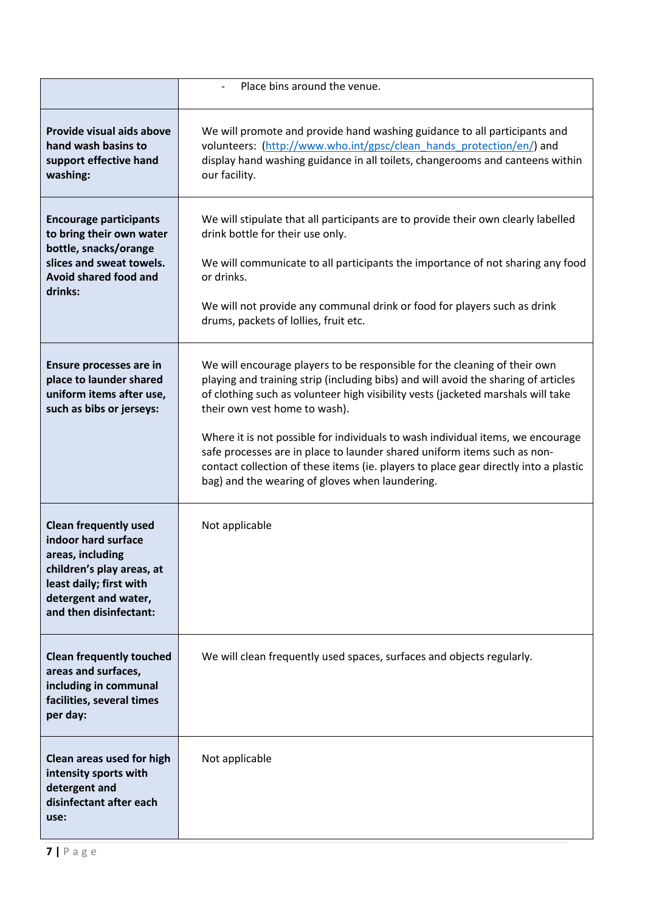| | |
|---|---|
| | - Place bins around the venue. |
| **Provide visual aids above hand wash basins to support effective hand washing:** | We will promote and provide hand washing guidance to all participants and volunteers: (http://www.who.int/gpsc/clean_hands_protection/en/) and display hand washing guidance in all toilets, changerooms and canteens within our facility. |
| **Encourage participants to bring their own water bottle, snacks/orange slices and sweat towels. Avoid shared food and drinks:** | We will stipulate that all participants are to provide their own clearly labelled drink bottle for their use only.<br><br>We will communicate to all participants the importance of not sharing any food or drinks.<br><br>We will not provide any communal drink or food for players such as drink drums, packets of lollies, fruit etc. |
| **Ensure processes are in place to launder shared uniform items after use, such as bibs or jerseys:** | We will encourage players to be responsible for the cleaning of their own playing and training strip (including bibs) and will avoid the sharing of articles of clothing such as volunteer high visibility vests (jacketed marshals will take their own vest home to wash).<br><br>Where it is not possible for individuals to wash individual items, we encourage safe processes are in place to launder shared uniform items such as non-contact collection of these items (ie. players to place gear directly into a plastic bag) and the wearing of gloves when laundering. |
| **Clean frequently used indoor hard surface areas, including children's play areas, at least daily; first with detergent and water, and then disinfectant:** | Not applicable |
| **Clean frequently touched areas and surfaces, including in communal facilities, several times per day:** | We will clean frequently used spaces, surfaces and objects regularly. |
| **Clean areas used for high intensity sports with detergent and disinfectant after each use:** | Not applicable |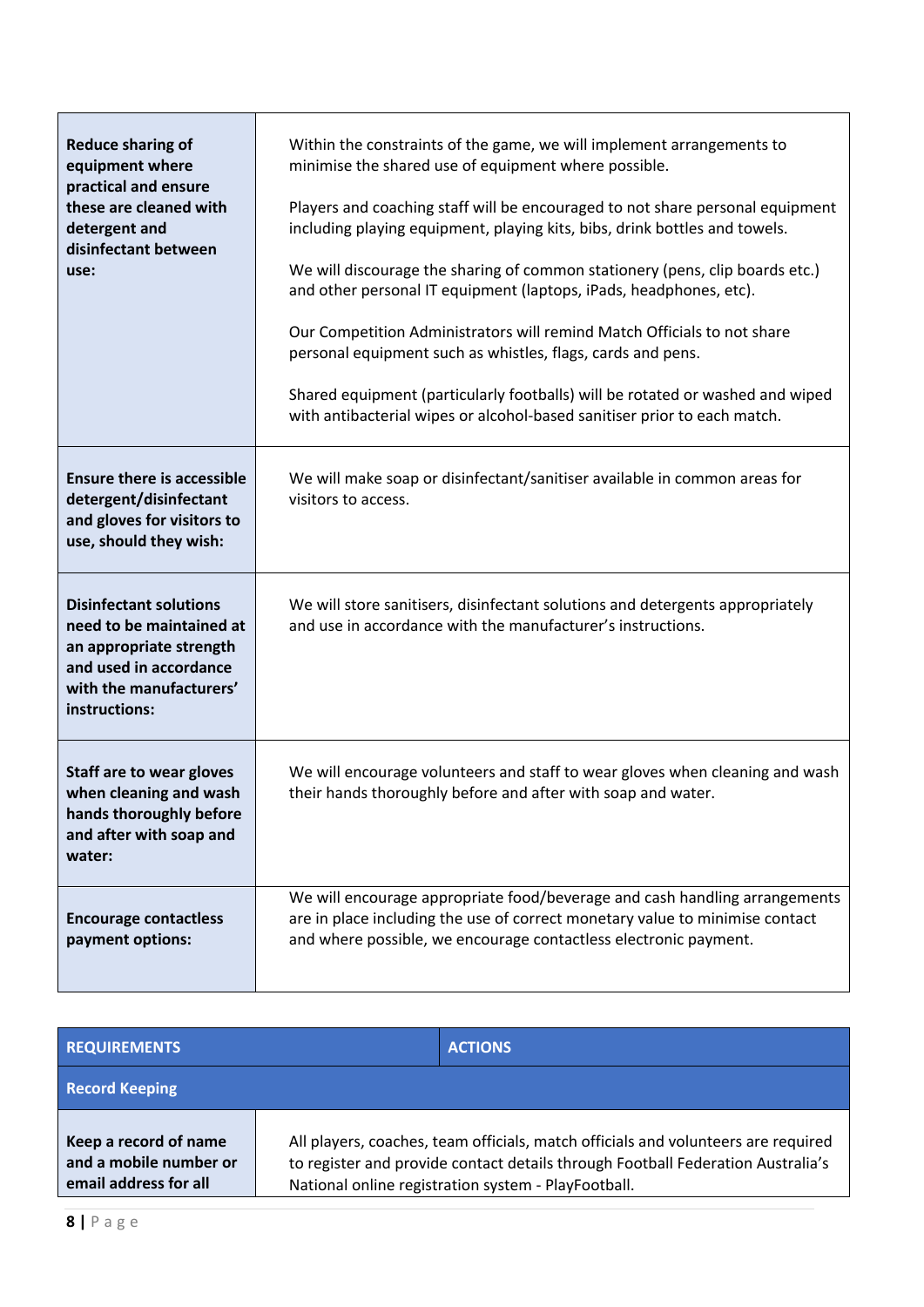| | |
|---|---|
| **Reduce sharing of equipment where practical and ensure these are cleaned with detergent and disinfectant between use:** | Within the constraints of the game, we will implement arrangements to minimise the shared use of equipment where possible.<br><br>Players and coaching staff will be encouraged to not share personal equipment including playing equipment, playing kits, bibs, drink bottles and towels.<br><br>We will discourage the sharing of common stationery (pens, clip boards etc.) and other personal IT equipment (laptops, iPads, headphones, etc).<br><br>Our Competition Administrators will remind Match Officials to not share personal equipment such as whistles, flags, cards and pens.<br><br>Shared equipment (particularly footballs) will be rotated or washed and wiped with antibacterial wipes or alcohol-based sanitiser prior to each match. |
| **Ensure there is accessible detergent/disinfectant and gloves for visitors to use, should they wish:** | We will make soap or disinfectant/sanitiser available in common areas for visitors to access. |
| **Disinfectant solutions need to be maintained at an appropriate strength and used in accordance with the manufacturers' instructions:** | We will store sanitisers, disinfectant solutions and detergents appropriately and use in accordance with the manufacturer's instructions. |
| **Staff are to wear gloves when cleaning and wash hands thoroughly before and after with soap and water:** | We will encourage volunteers and staff to wear gloves when cleaning and wash their hands thoroughly before and after with soap and water. |
| **Encourage contactless payment options:** | We will encourage appropriate food/beverage and cash handling arrangements are in place including the use of correct monetary value to minimise contact and where possible, we encourage contactless electronic payment. |

| REQUIREMENTS | ACTIONS |
|---|---|
| **Record Keeping** | |
| **Keep a record of name and a mobile number or email address for all** | All players, coaches, team officials, match officials and volunteers are required to register and provide contact details through Football Federation Australia's National online registration system - PlayFootball. |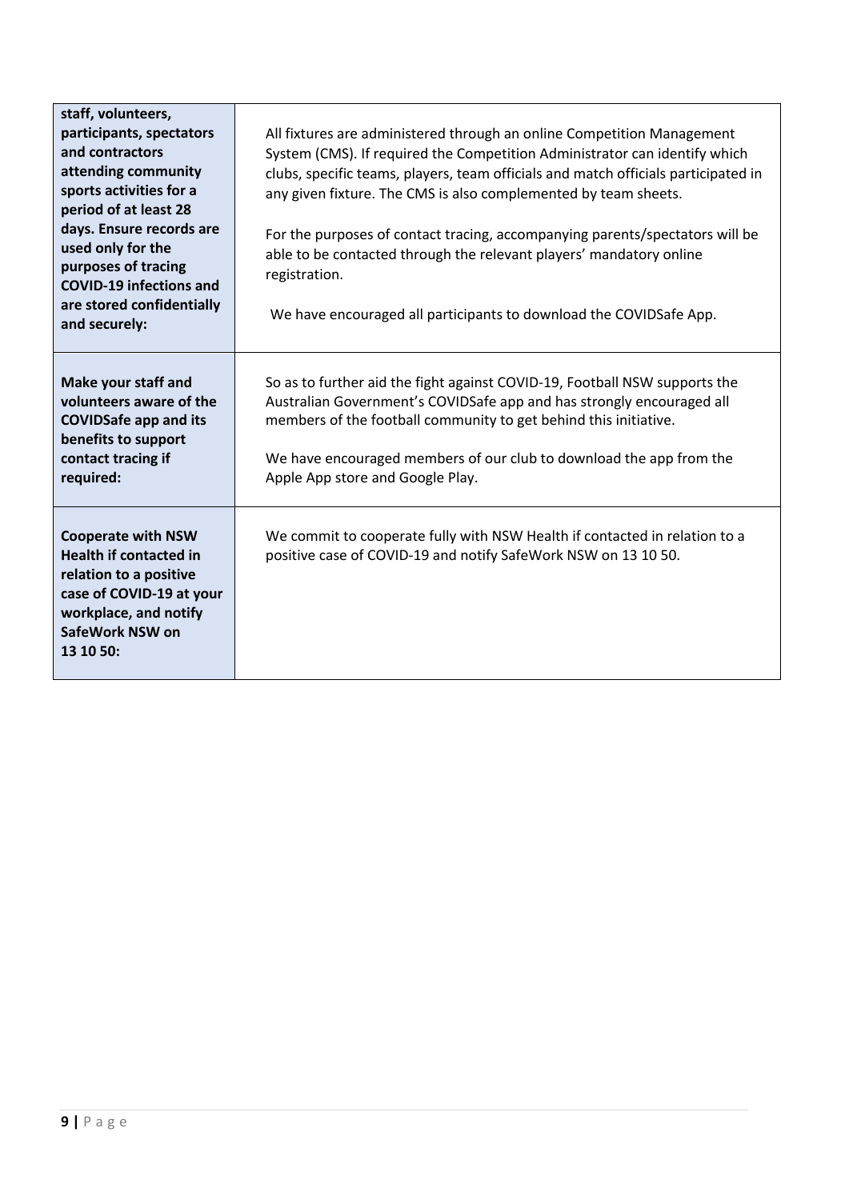| | |
|---|---|
| **staff, volunteers, participants, spectators and contractors attending community sports activities for a period of at least 28 days. Ensure records are used only for the purposes of tracing COVID-19 infections and are stored confidentially and securely:** | All fixtures are administered through an online Competition Management System (CMS). If required the Competition Administrator can identify which clubs, specific teams, players, team officials and match officials participated in any given fixture. The CMS is also complemented by team sheets.<br><br>For the purposes of contact tracing, accompanying parents/spectators will be able to be contacted through the relevant players' mandatory online registration.<br><br>We have encouraged all participants to download the COVIDSafe App. |
| **Make your staff and volunteers aware of the COVIDSafe app and its benefits to support contact tracing if required:** | So as to further aid the fight against COVID-19, Football NSW supports the Australian Government's COVIDSafe app and has strongly encouraged all members of the football community to get behind this initiative.<br><br>We have encouraged members of our club to download the app from the Apple App store and Google Play. |
| **Cooperate with NSW Health if contacted in relation to a positive case of COVID-19 at your workplace, and notify SafeWork NSW on 13 10 50:** | We commit to cooperate fully with NSW Health if contacted in relation to a positive case of COVID-19 and notify SafeWork NSW on 13 10 50. |